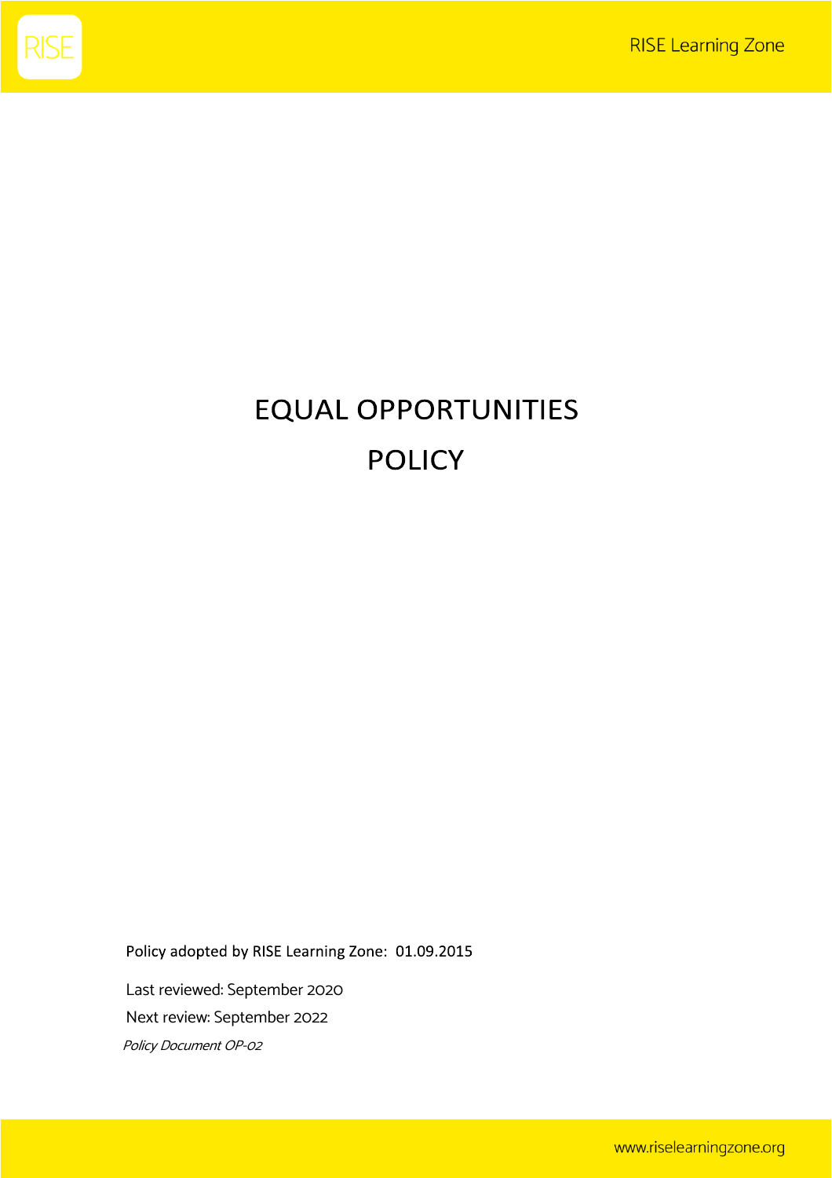# EQUAL OPPORTUNITIES POLICY

Policy adopted by RISE Learning Zone: 01.09.2015

Last reviewed: September 2020

Next review: September 2022

*Policy Document OP-02*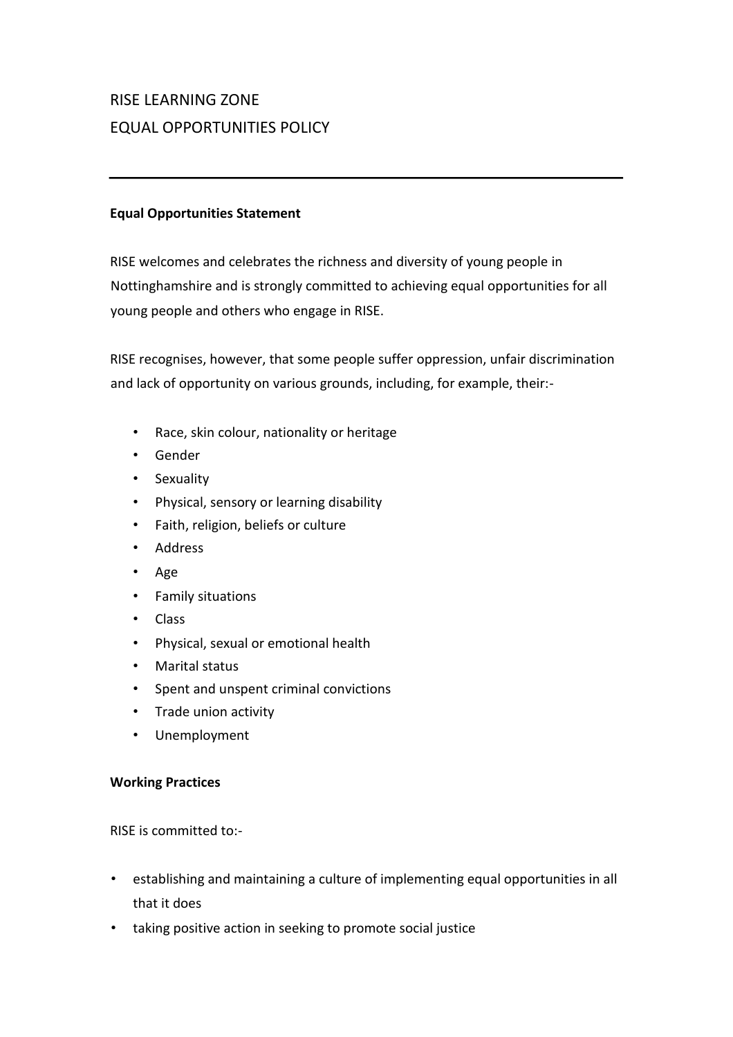# RISE LEARNING ZONE
# EQUAL OPPORTUNITIES POLICY

---

**Equal Opportunities Statement**

RISE welcomes and celebrates the richness and diversity of young people in Nottinghamshire and is strongly committed to achieving equal opportunities for all young people and others who engage in RISE.

RISE recognises, however, that some people suffer oppression, unfair discrimination and lack of opportunity on various grounds, including, for example, their:-

- Race, skin colour, nationality or heritage
- Gender
- Sexuality
- Physical, sensory or learning disability
- Faith, religion, beliefs or culture
- Address
- Age
- Family situations
- Class
- Physical, sexual or emotional health
- Marital status
- Spent and unspent criminal convictions
- Trade union activity
- Unemployment

**Working Practices**

RISE is committed to:-

- establishing and maintaining a culture of implementing equal opportunities in all that it does
- taking positive action in seeking to promote social justice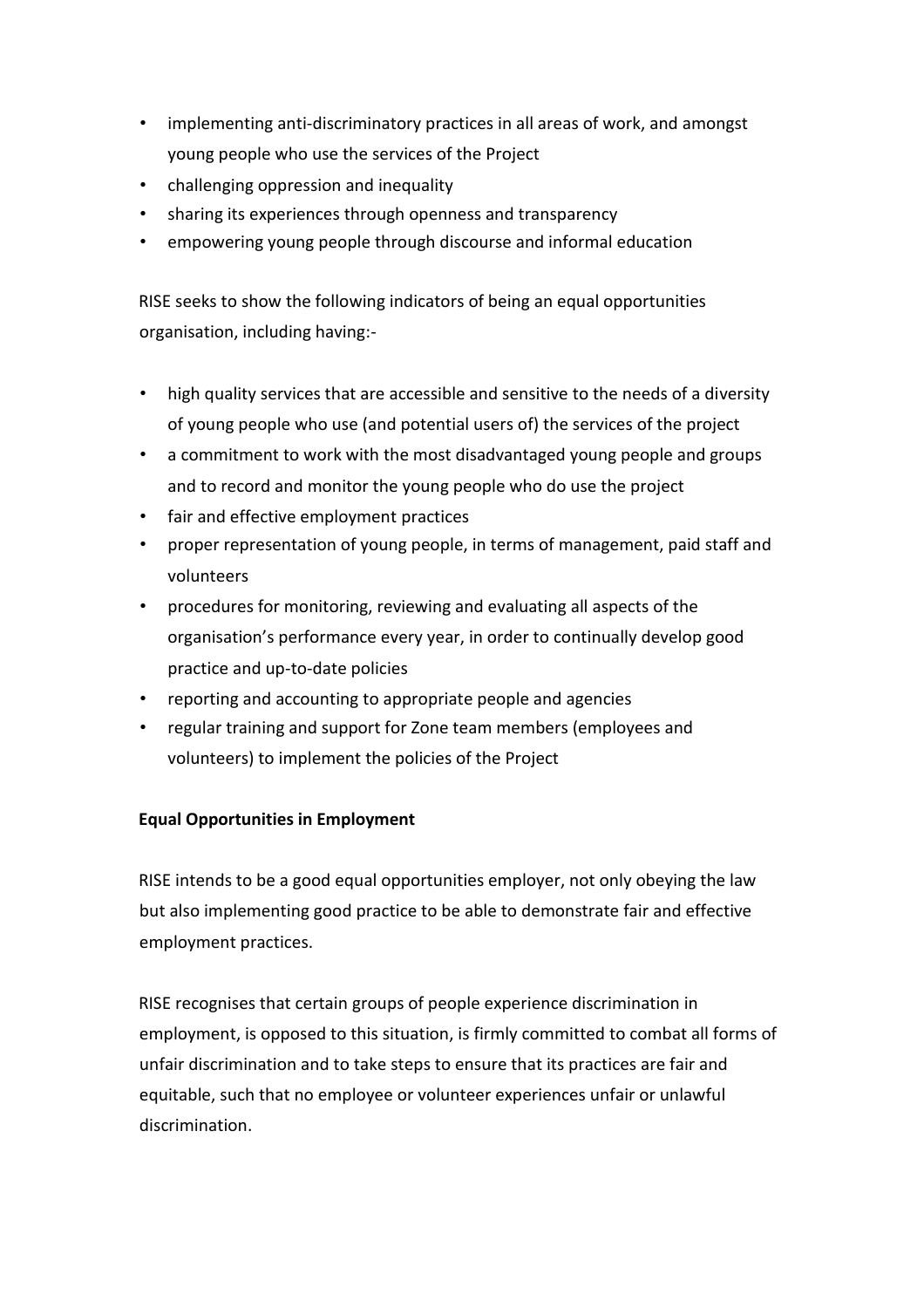- implementing anti-discriminatory practices in all areas of work, and amongst young people who use the services of the Project
- challenging oppression and inequality
- sharing its experiences through openness and transparency
- empowering young people through discourse and informal education

RISE seeks to show the following indicators of being an equal opportunities organisation, including having:-

- high quality services that are accessible and sensitive to the needs of a diversity of young people who use (and potential users of) the services of the project
- a commitment to work with the most disadvantaged young people and groups and to record and monitor the young people who do use the project
- fair and effective employment practices
- proper representation of young people, in terms of management, paid staff and volunteers
- procedures for monitoring, reviewing and evaluating all aspects of the organisation's performance every year, in order to continually develop good practice and up-to-date policies
- reporting and accounting to appropriate people and agencies
- regular training and support for Zone team members (employees and volunteers) to implement the policies of the Project

**Equal Opportunities in Employment**

RISE intends to be a good equal opportunities employer, not only obeying the law but also implementing good practice to be able to demonstrate fair and effective employment practices.

RISE recognises that certain groups of people experience discrimination in employment, is opposed to this situation, is firmly committed to combat all forms of unfair discrimination and to take steps to ensure that its practices are fair and equitable, such that no employee or volunteer experiences unfair or unlawful discrimination.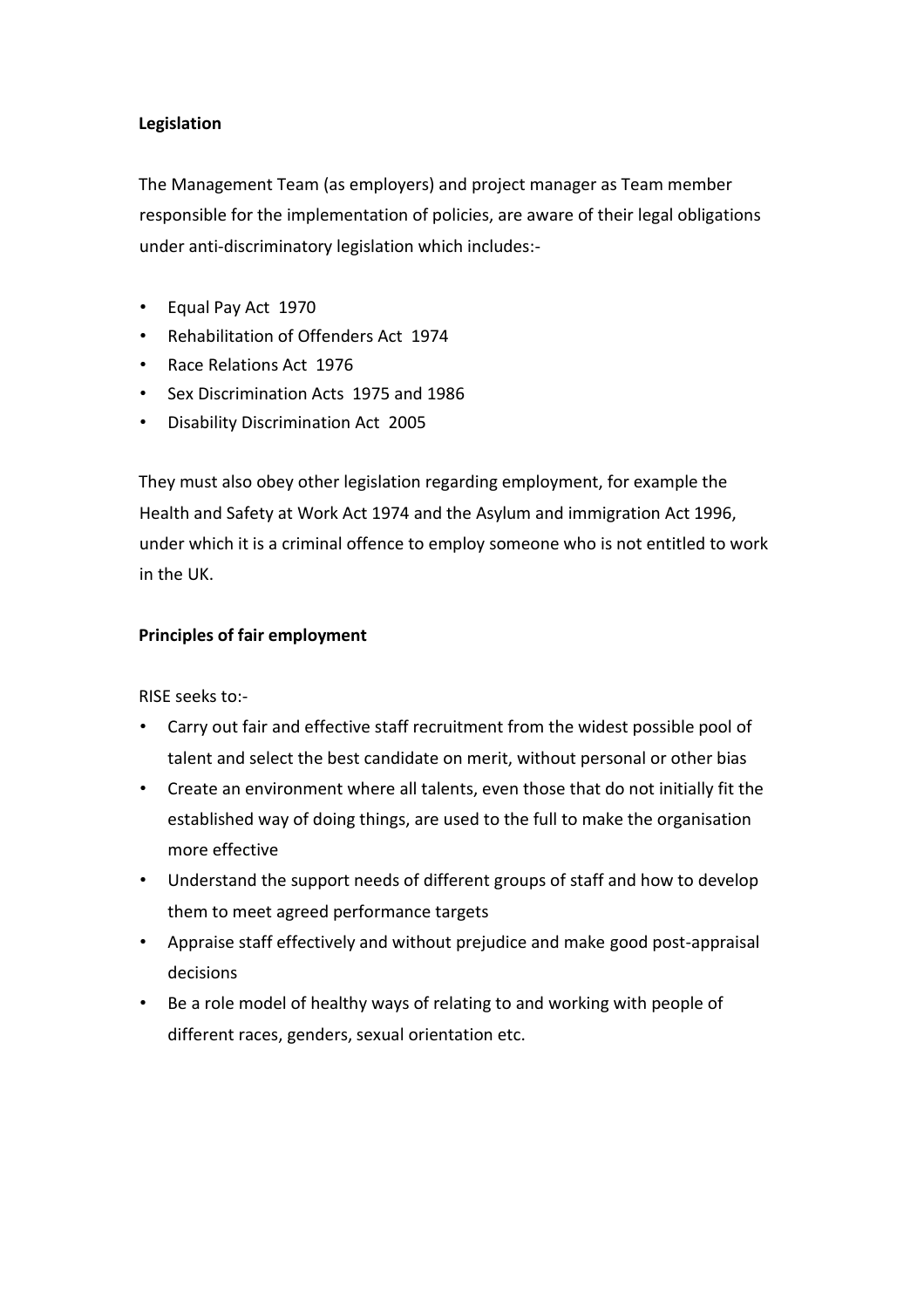**Legislation**

The Management Team (as employers) and project manager as Team member responsible for the implementation of policies, are aware of their legal obligations under anti-discriminatory legislation which includes:-

- Equal Pay Act 1970
- Rehabilitation of Offenders Act 1974
- Race Relations Act 1976
- Sex Discrimination Acts 1975 and 1986
- Disability Discrimination Act 2005

They must also obey other legislation regarding employment, for example the Health and Safety at Work Act 1974 and the Asylum and immigration Act 1996, under which it is a criminal offence to employ someone who is not entitled to work in the UK.

**Principles of fair employment**

RISE seeks to:-

- Carry out fair and effective staff recruitment from the widest possible pool of talent and select the best candidate on merit, without personal or other bias
- Create an environment where all talents, even those that do not initially fit the established way of doing things, are used to the full to make the organisation more effective
- Understand the support needs of different groups of staff and how to develop them to meet agreed performance targets
- Appraise staff effectively and without prejudice and make good post-appraisal decisions
- Be a role model of healthy ways of relating to and working with people of different races, genders, sexual orientation etc.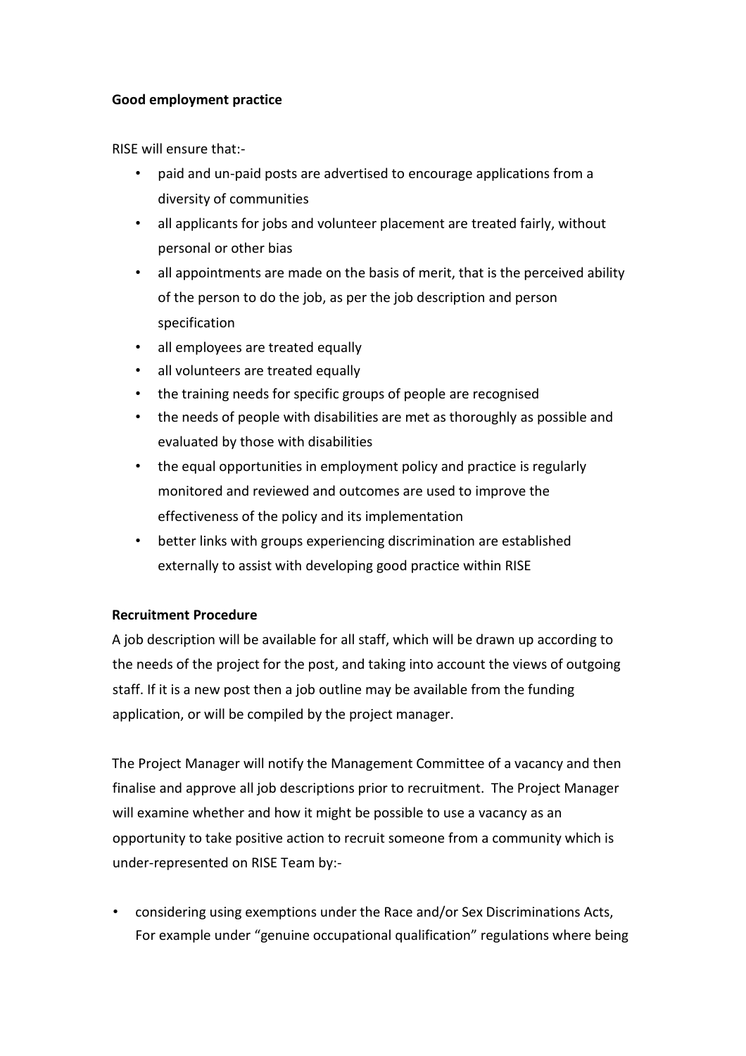**Good employment practice**

RISE will ensure that:-

- paid and un-paid posts are advertised to encourage applications from a diversity of communities
- all applicants for jobs and volunteer placement are treated fairly, without personal or other bias
- all appointments are made on the basis of merit, that is the perceived ability of the person to do the job, as per the job description and person specification
- all employees are treated equally
- all volunteers are treated equally
- the training needs for specific groups of people are recognised
- the needs of people with disabilities are met as thoroughly as possible and evaluated by those with disabilities
- the equal opportunities in employment policy and practice is regularly monitored and reviewed and outcomes are used to improve the effectiveness of the policy and its implementation
- better links with groups experiencing discrimination are established externally to assist with developing good practice within RISE

**Recruitment Procedure**

A job description will be available for all staff, which will be drawn up according to the needs of the project for the post, and taking into account the views of outgoing staff. If it is a new post then a job outline may be available from the funding application, or will be compiled by the project manager.

The Project Manager will notify the Management Committee of a vacancy and then finalise and approve all job descriptions prior to recruitment. The Project Manager will examine whether and how it might be possible to use a vacancy as an opportunity to take positive action to recruit someone from a community which is under-represented on RISE Team by:-

- considering using exemptions under the Race and/or Sex Discriminations Acts, For example under "genuine occupational qualification" regulations where being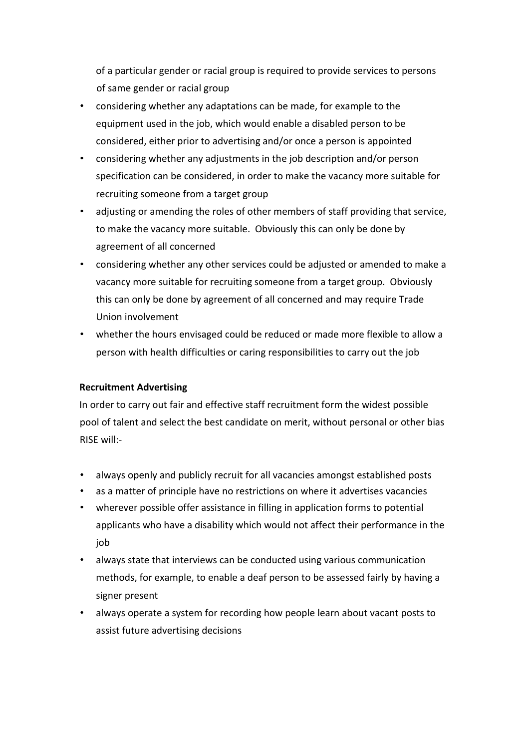of a particular gender or racial group is required to provide services to persons of same gender or racial group

- considering whether any adaptations can be made, for example to the equipment used in the job, which would enable a disabled person to be considered, either prior to advertising and/or once a person is appointed
- considering whether any adjustments in the job description and/or person specification can be considered, in order to make the vacancy more suitable for recruiting someone from a target group
- adjusting or amending the roles of other members of staff providing that service, to make the vacancy more suitable. Obviously this can only be done by agreement of all concerned
- considering whether any other services could be adjusted or amended to make a vacancy more suitable for recruiting someone from a target group. Obviously this can only be done by agreement of all concerned and may require Trade Union involvement
- whether the hours envisaged could be reduced or made more flexible to allow a person with health difficulties or caring responsibilities to carry out the job

**Recruitment Advertising**

In order to carry out fair and effective staff recruitment form the widest possible pool of talent and select the best candidate on merit, without personal or other bias RISE will:-

- always openly and publicly recruit for all vacancies amongst established posts
- as a matter of principle have no restrictions on where it advertises vacancies
- wherever possible offer assistance in filling in application forms to potential applicants who have a disability which would not affect their performance in the job
- always state that interviews can be conducted using various communication methods, for example, to enable a deaf person to be assessed fairly by having a signer present
- always operate a system for recording how people learn about vacant posts to assist future advertising decisions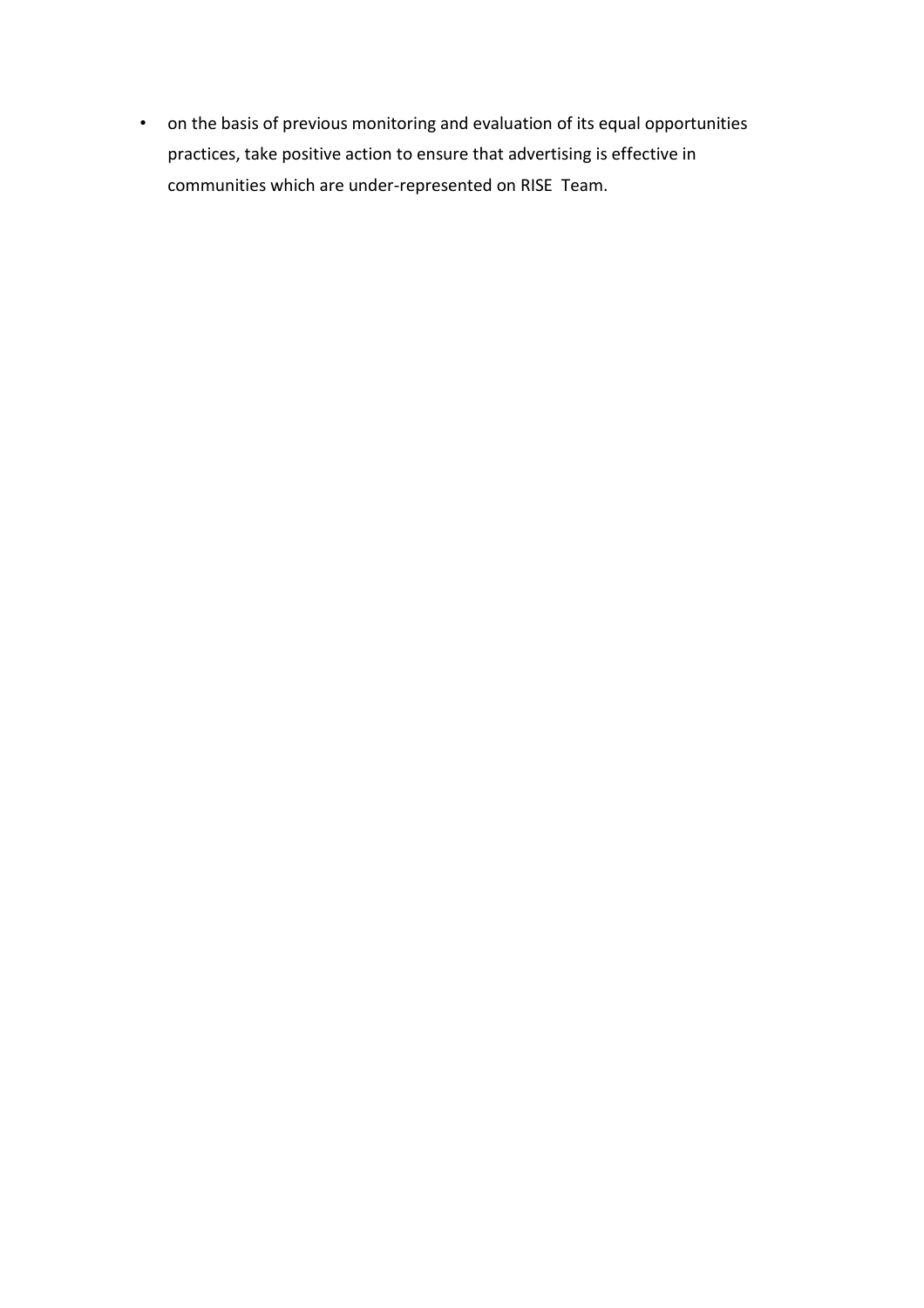- on the basis of previous monitoring and evaluation of its equal opportunities practices, take positive action to ensure that advertising is effective in communities which are under-represented on RISE Team.